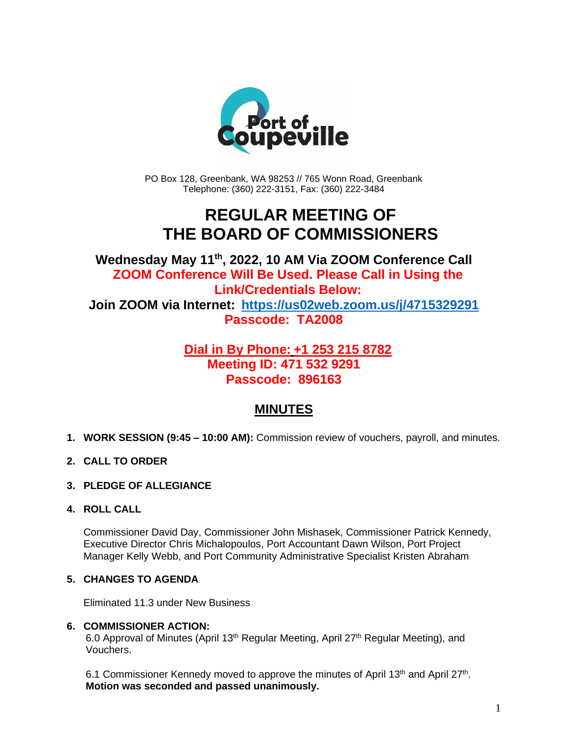Port of Coupeville

PO Box 128, Greenbank, WA 98253 // 765 Wonn Road, Greenbank
Telephone: (360) 222-3151, Fax: (360) 222-3484

# REGULAR MEETING OF THE BOARD OF COMMISSIONERS

**Wednesday May 11th, 2022, 10 AM Via ZOOM Conference Call**
**ZOOM Conference Will Be Used. Please Call in Using the Link/Credentials Below:**
**Join ZOOM via Internet: [https://us02web.zoom.us/j/4715329291](https://us02web.zoom.us/j/4715329291)**
**Passcode: TA2008**

**Dial in By Phone: +1 253 215 8782**
**Meeting ID: 471 532 9291**
**Passcode: 896163**

## MINUTES

1. **WORK SESSION (9:45 – 10:00 AM):** Commission review of vouchers, payroll, and minutes.

2. **CALL TO ORDER**

3. **PLEDGE OF ALLEGIANCE**

4. **ROLL CALL**

   Commissioner David Day, Commissioner John Mishasek, Commissioner Patrick Kennedy, Executive Director Chris Michalopoulos, Port Accountant Dawn Wilson, Port Project Manager Kelly Webb, and Port Community Administrative Specialist Kristen Abraham

5. **CHANGES TO AGENDA**

   Eliminated 11.3 under New Business

6. **COMMISSIONER ACTION:**
   6.0 Approval of Minutes (April 13th Regular Meeting, April 27th Regular Meeting), and Vouchers.

   6.1 Commissioner Kennedy moved to approve the minutes of April 13th and April 27th.
   **Motion was seconded and passed unanimously.**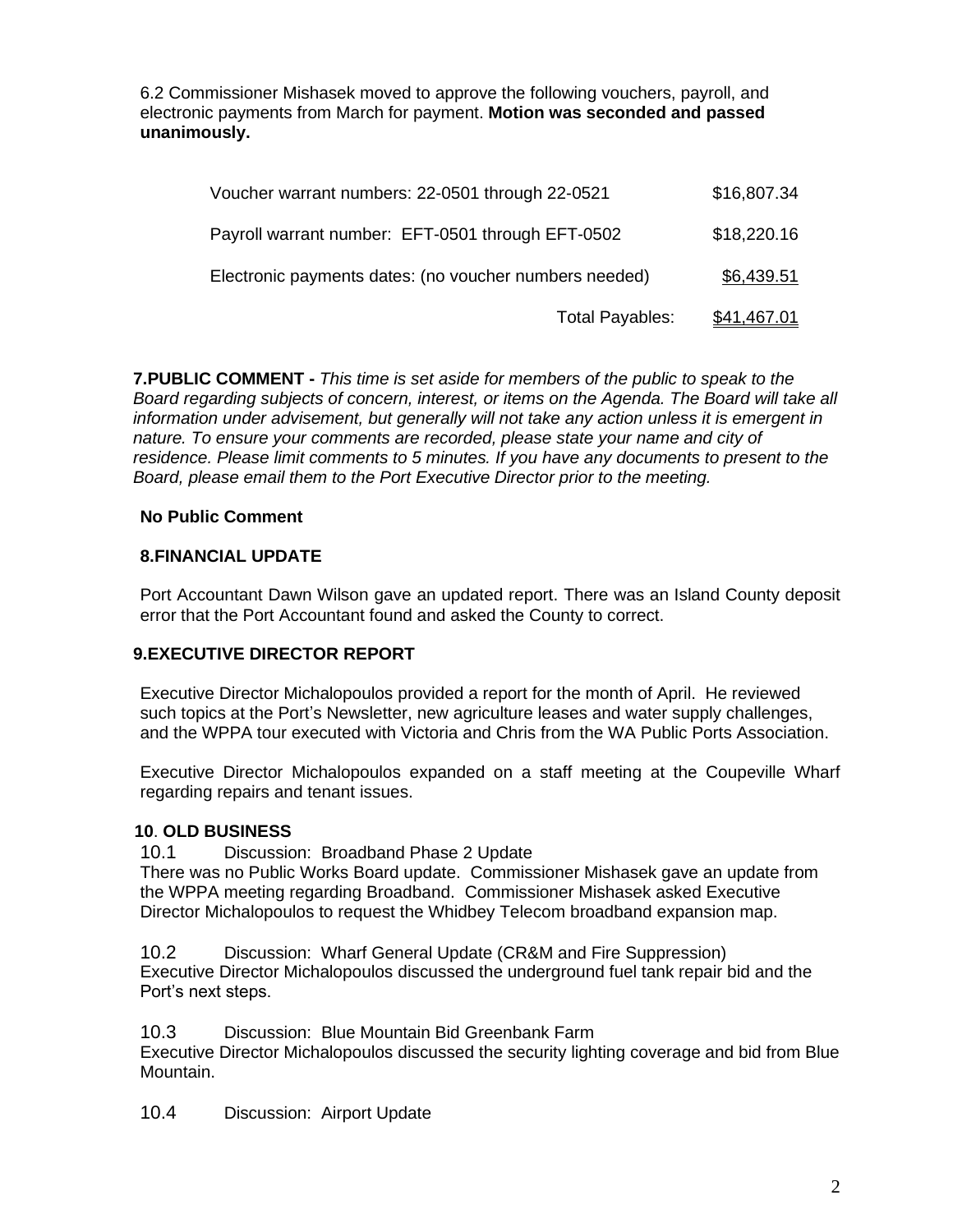6.2 Commissioner Mishasek moved to approve the following vouchers, payroll, and electronic payments from March for payment. **Motion was seconded and passed unanimously.**

| | |
|---|---|
| Voucher warrant numbers: 22-0501 through 22-0521 | $16,807.34 |
| Payroll warrant number: EFT-0501 through EFT-0502 | $18,220.16 |
| Electronic payments dates: (no voucher numbers needed) | $6,439.51 |
| Total Payables: | $41,467.01 |

**7.PUBLIC COMMENT -** *This time is set aside for members of the public to speak to the Board regarding subjects of concern, interest, or items on the Agenda. The Board will take all information under advisement, but generally will not take any action unless it is emergent in nature. To ensure your comments are recorded, please state your name and city of residence. Please limit comments to 5 minutes. If you have any documents to present to the Board, please email them to the Port Executive Director prior to the meeting.*

**No Public Comment**

**8.FINANCIAL UPDATE**

Port Accountant Dawn Wilson gave an updated report. There was an Island County deposit error that the Port Accountant found and asked the County to correct.

**9.EXECUTIVE DIRECTOR REPORT**

Executive Director Michalopoulos provided a report for the month of April. He reviewed such topics at the Port's Newsletter, new agriculture leases and water supply challenges, and the WPPA tour executed with Victoria and Chris from the WA Public Ports Association.

Executive Director Michalopoulos expanded on a staff meeting at the Coupeville Wharf regarding repairs and tenant issues.

**10**. **OLD BUSINESS**

10.1 Discussion: Broadband Phase 2 Update

There was no Public Works Board update. Commissioner Mishasek gave an update from the WPPA meeting regarding Broadband. Commissioner Mishasek asked Executive Director Michalopoulos to request the Whidbey Telecom broadband expansion map.

10.2 Discussion: Wharf General Update (CR&M and Fire Suppression)

Executive Director Michalopoulos discussed the underground fuel tank repair bid and the Port's next steps.

10.3 Discussion: Blue Mountain Bid Greenbank Farm

Executive Director Michalopoulos discussed the security lighting coverage and bid from Blue Mountain.

10.4 Discussion: Airport Update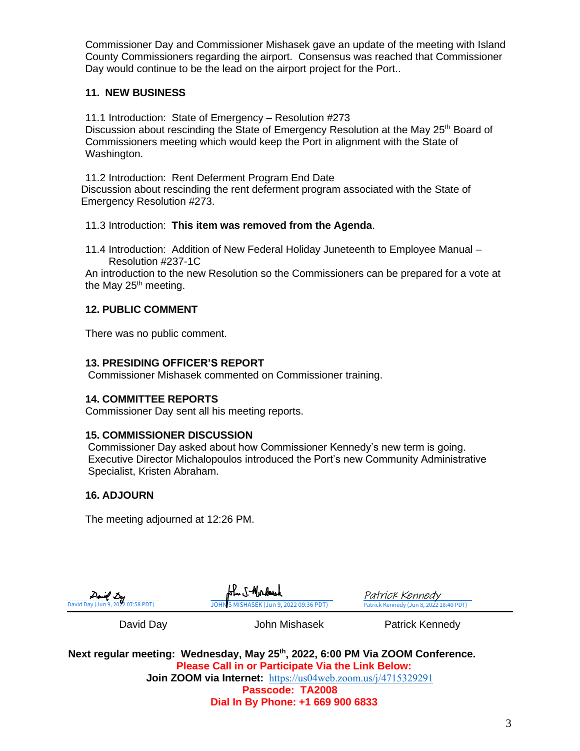Commissioner Day and Commissioner Mishasek gave an update of the meeting with Island County Commissioners regarding the airport. Consensus was reached that Commissioner Day would continue to be the lead on the airport project for the Port..

### 11. NEW BUSINESS

11.1 Introduction: State of Emergency – Resolution #273
Discussion about rescinding the State of Emergency Resolution at the May 25th Board of Commissioners meeting which would keep the Port in alignment with the State of Washington.

11.2 Introduction: Rent Deferment Program End Date
Discussion about rescinding the rent deferment program associated with the State of Emergency Resolution #273.

11.3 Introduction: **This item was removed from the Agenda**.

11.4 Introduction: Addition of New Federal Holiday Juneteenth to Employee Manual – Resolution #237-1C
An introduction to the new Resolution so the Commissioners can be prepared for a vote at the May 25th meeting.

### 12. PUBLIC COMMENT

There was no public comment.

### 13. PRESIDING OFFICER'S REPORT

Commissioner Mishasek commented on Commissioner training.

### 14. COMMITTEE REPORTS

Commissioner Day sent all his meeting reports.

### 15. COMMISSIONER DISCUSSION

Commissioner Day asked about how Commissioner Kennedy's new term is going.
Executive Director Michalopoulos introduced the Port's new Community Administrative Specialist, Kristen Abraham.

### 16. ADJOURN

The meeting adjourned at 12:26 PM.

| David Day (Jun 9, 2022 07:58 PDT) | JOHN S MISHASEK (Jun 9, 2022 09:36 PDT) | Patrick Kennedy (Jun 8, 2022 18:40 PDT) |
|---|---|---|
| David Day | John Mishasek | Patrick Kennedy |

**Next regular meeting: Wednesday, May 25th, 2022, 6:00 PM Via ZOOM Conference.**
**Please Call in or Participate Via the Link Below:**
**Join ZOOM via Internet:** https://us04web.zoom.us/j/4715329291
**Passcode: TA2008**
**Dial In By Phone: +1 669 900 6833**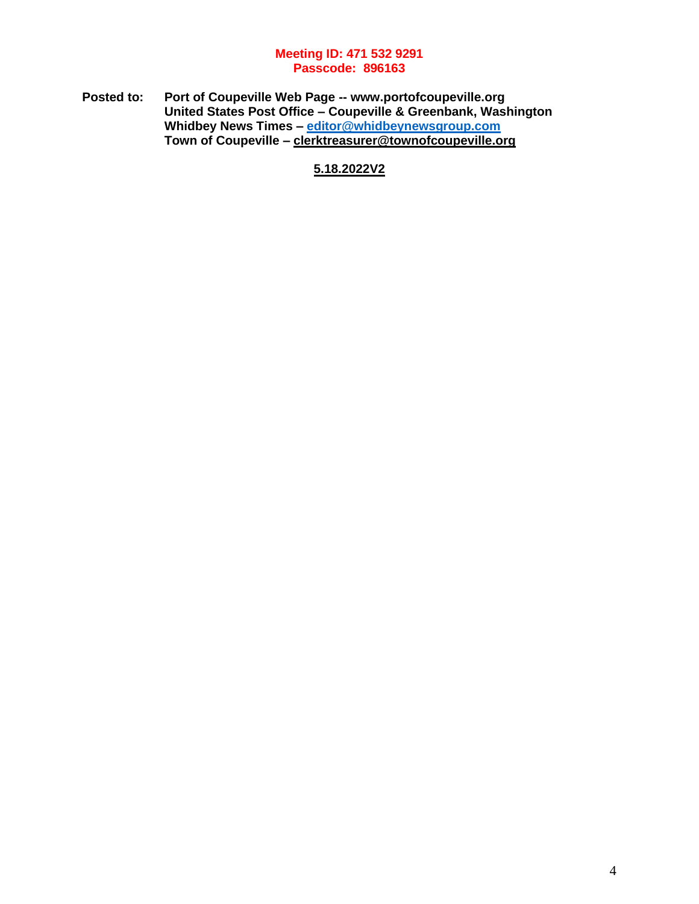**Meeting ID: 471 532 9291**
**Passcode: 896163**

**Posted to:** **Port of Coupeville Web Page -- www.portofcoupeville.org**
**United States Post Office – Coupeville & Greenbank, Washington**
**Whidbey News Times – editor@whidbeynewsgroup.com**
**Town of Coupeville – clerktreasurer@townofcoupeville.org**

**5.18.2022V2**